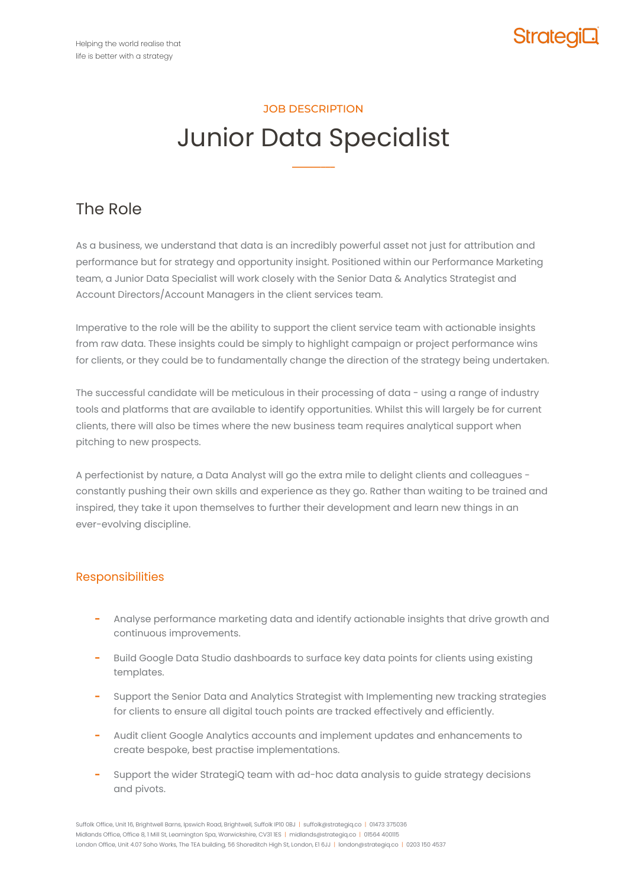Helping the world realise that
life is better with a strategy

JOB DESCRIPTION

# Junior Data Specialist

## The Role

As a business, we understand that data is an incredibly powerful asset not just for attribution and performance but for strategy and opportunity insight. Positioned within our Performance Marketing team, a Junior Data Specialist will work closely with the Senior Data & Analytics Strategist and Account Directors/Account Managers in the client services team.

Imperative to the role will be the ability to support the client service team with actionable insights from raw data. These insights could be simply to highlight campaign or project performance wins for clients, or they could be to fundamentally change the direction of the strategy being undertaken.

The successful candidate will be meticulous in their processing of data - using a range of industry tools and platforms that are available to identify opportunities. Whilst this will largely be for current clients, there will also be times where the new business team requires analytical support when pitching to new prospects.

A perfectionist by nature, a Data Analyst will go the extra mile to delight clients and colleagues - constantly pushing their own skills and experience as they go. Rather than waiting to be trained and inspired, they take it upon themselves to further their development and learn new things in an ever-evolving discipline.

### Responsibilities

- Analyse performance marketing data and identify actionable insights that drive growth and continuous improvements.
- Build Google Data Studio dashboards to surface key data points for clients using existing templates.
- Support the Senior Data and Analytics Strategist with Implementing new tracking strategies for clients to ensure all digital touch points are tracked effectively and efficiently.
- Audit client Google Analytics accounts and implement updates and enhancements to create bespoke, best practise implementations.
- Support the wider StrategiQ team with ad-hoc data analysis to guide strategy decisions and pivots.

Suffolk Office, Unit 16, Brightwell Barns, Ipswich Road, Brightwell, Suffolk IP10 0BJ | suffolk@strategiq.co | 01473 375036
Midlands Office, Office 8, 1 Mill St, Leamington Spa, Warwickshire, CV31 1ES | midlands@strategiq.co | 01564 400115
London Office, Unit 4.07 Soho Works, The TEA building, 56 Shoreditch High St, London, E1 6JJ | london@strategiq.co | 0203 150 4537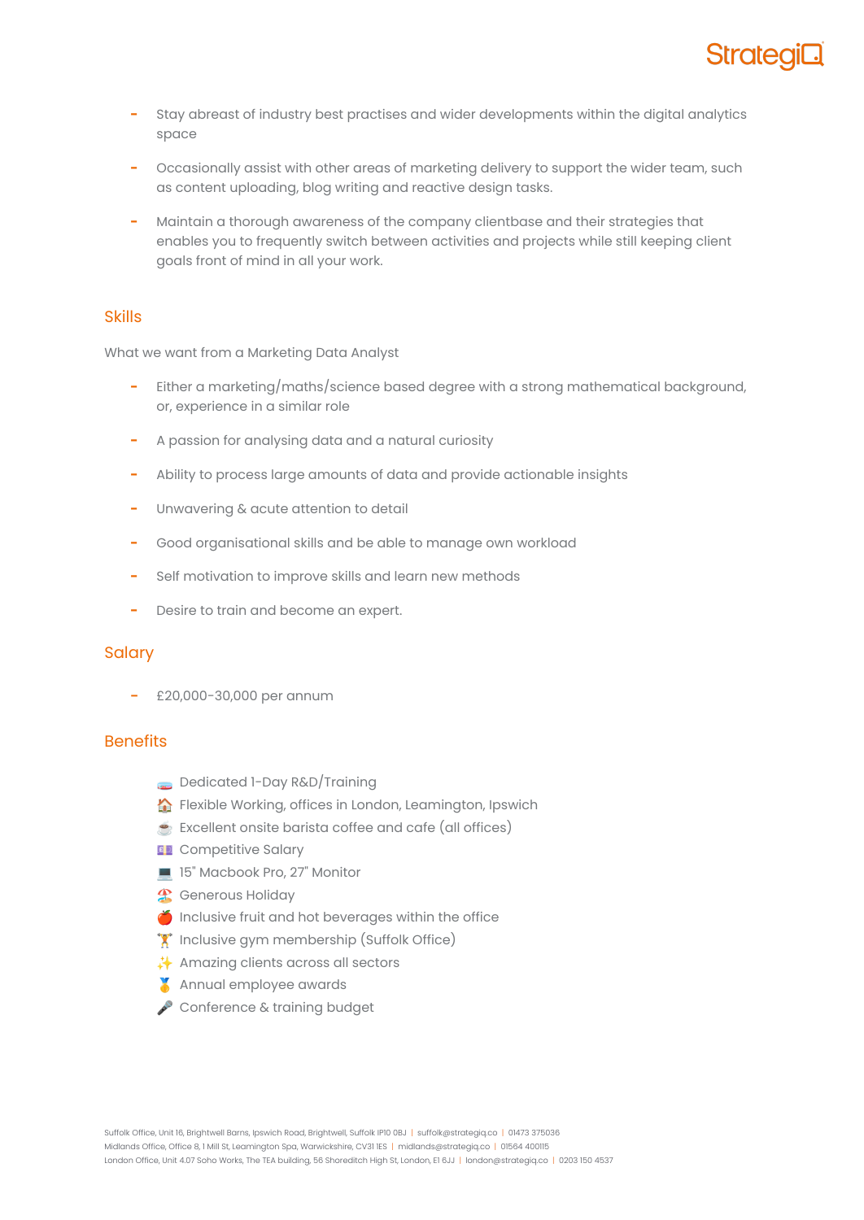- Stay abreast of industry best practises and wider developments within the digital analytics space
- Occasionally assist with other areas of marketing delivery to support the wider team, such as content uploading, blog writing and reactive design tasks.
- Maintain a thorough awareness of the company clientbase and their strategies that enables you to frequently switch between activities and projects while still keeping client goals front of mind in all your work.

## Skills

What we want from a Marketing Data Analyst

- Either a marketing/maths/science based degree with a strong mathematical background, or, experience in a similar role
- A passion for analysing data and a natural curiosity
- Ability to process large amounts of data and provide actionable insights
- Unwavering & acute attention to detail
- Good organisational skills and be able to manage own workload
- Self motivation to improve skills and learn new methods
- Desire to train and become an expert.

## Salary

- £20,000-30,000 per annum

## Benefits

🧫 Dedicated 1-Day R&D/Training
🏠 Flexible Working, offices in London, Leamington, Ipswich
☕ Excellent onsite barista coffee and cafe (all offices)
💷 Competitive Salary
💻 15" Macbook Pro, 27" Monitor
🏖️ Generous Holiday
🍎 Inclusive fruit and hot beverages within the office
🏋️ Inclusive gym membership (Suffolk Office)
✨ Amazing clients across all sectors
🥇 Annual employee awards
🎤 Conference & training budget

Suffolk Office, Unit 16, Brightwell Barns, Ipswich Road, Brightwell, Suffolk IP10 0BJ | suffolk@strategiq.co | 01473 375036
Midlands Office, Office 8, 1 Mill St, Leamington Spa, Warwickshire, CV31 1ES | midlands@strategiq.co | 01564 400115
London Office, Unit 4.07 Soho Works, The TEA building, 56 Shoreditch High St, London, E1 6JJ | london@strategiq.co | 0203 150 4537